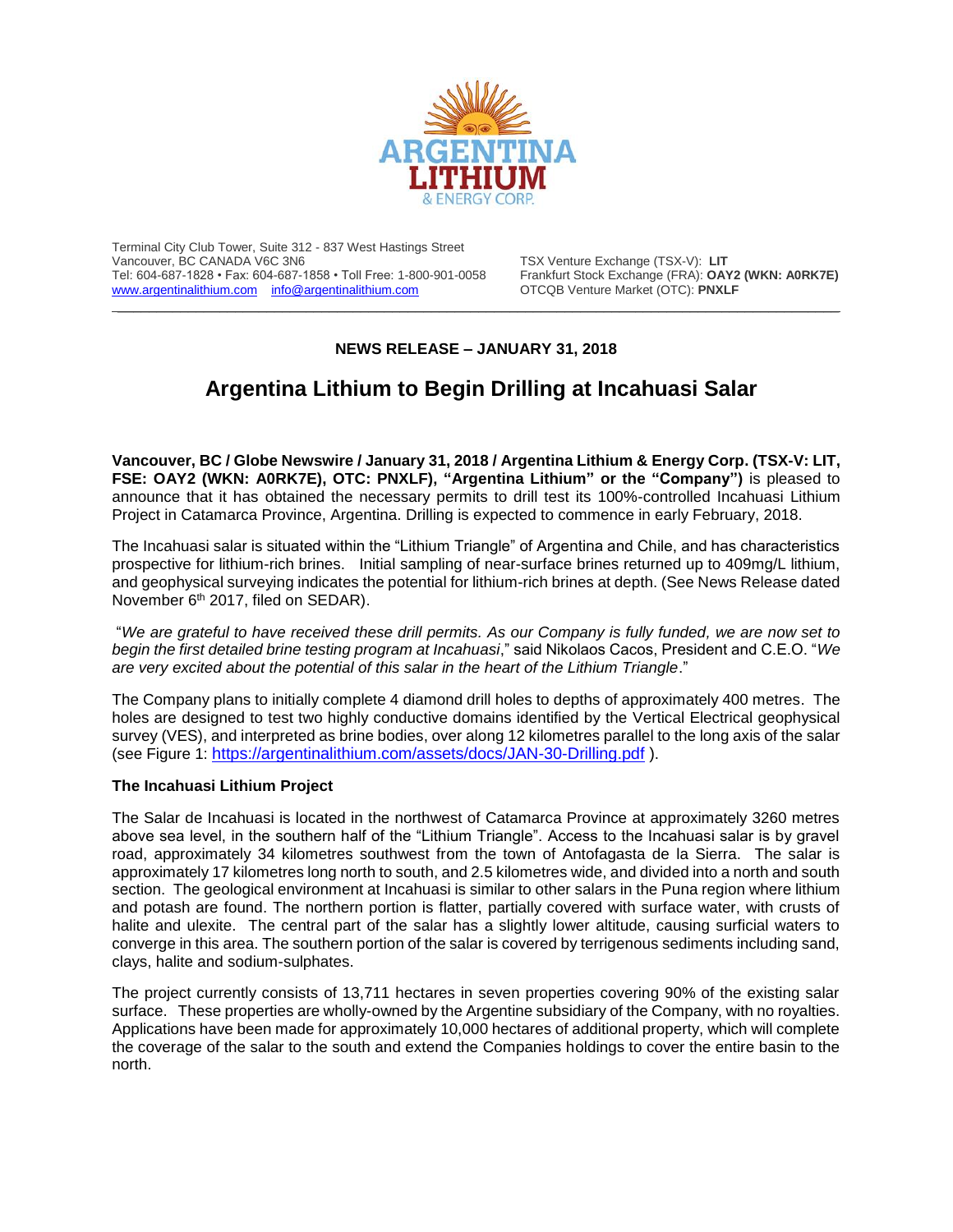Terminal City Club Tower, Suite 312 - 837 West Hastings Street
Vancouver, BC CANADA V6C 3N6
Tel: 604-687-1828 • Fax: 604-687-1858 • Toll Free: 1-800-901-0058
www.argentinalithium.com info@argentinalithium.com

TSX Venture Exchange (TSX-V): **LIT**
Frankfurt Stock Exchange (FRA): **OAY2 (WKN: A0RK7E)**
OTCQB Venture Market (OTC): **PNXLF**

---

**NEWS RELEASE – JANUARY 31, 2018**

# Argentina Lithium to Begin Drilling at Incahuasi Salar

**Vancouver, BC / Globe Newswire / January 31, 2018 / Argentina Lithium & Energy Corp. (TSX-V: LIT, FSE: OAY2 (WKN: A0RK7E), OTC: PNXLF), "Argentina Lithium" or the "Company")** is pleased to announce that it has obtained the necessary permits to drill test its 100%-controlled Incahuasi Lithium Project in Catamarca Province, Argentina. Drilling is expected to commence in early February, 2018.

The Incahuasi salar is situated within the "Lithium Triangle" of Argentina and Chile, and has characteristics prospective for lithium-rich brines. Initial sampling of near-surface brines returned up to 409mg/L lithium, and geophysical surveying indicates the potential for lithium-rich brines at depth. (See News Release dated November 6th 2017, filed on SEDAR).

"*We are grateful to have received these drill permits. As our Company is fully funded, we are now set to begin the first detailed brine testing program at Incahuasi*," said Nikolaos Cacos, President and C.E.O. "*We are very excited about the potential of this salar in the heart of the Lithium Triangle*."

The Company plans to initially complete 4 diamond drill holes to depths of approximately 400 metres. The holes are designed to test two highly conductive domains identified by the Vertical Electrical geophysical survey (VES), and interpreted as brine bodies, over along 12 kilometres parallel to the long axis of the salar (see Figure 1: https://argentinalithium.com/assets/docs/JAN-30-Drilling.pdf ).

**The Incahuasi Lithium Project**

The Salar de Incahuasi is located in the northwest of Catamarca Province at approximately 3260 metres above sea level, in the southern half of the "Lithium Triangle". Access to the Incahuasi salar is by gravel road, approximately 34 kilometres southwest from the town of Antofagasta de la Sierra. The salar is approximately 17 kilometres long north to south, and 2.5 kilometres wide, and divided into a north and south section. The geological environment at Incahuasi is similar to other salars in the Puna region where lithium and potash are found. The northern portion is flatter, partially covered with surface water, with crusts of halite and ulexite. The central part of the salar has a slightly lower altitude, causing surficial waters to converge in this area. The southern portion of the salar is covered by terrigenous sediments including sand, clays, halite and sodium-sulphates.

The project currently consists of 13,711 hectares in seven properties covering 90% of the existing salar surface. These properties are wholly-owned by the Argentine subsidiary of the Company, with no royalties. Applications have been made for approximately 10,000 hectares of additional property, which will complete the coverage of the salar to the south and extend the Companies holdings to cover the entire basin to the north.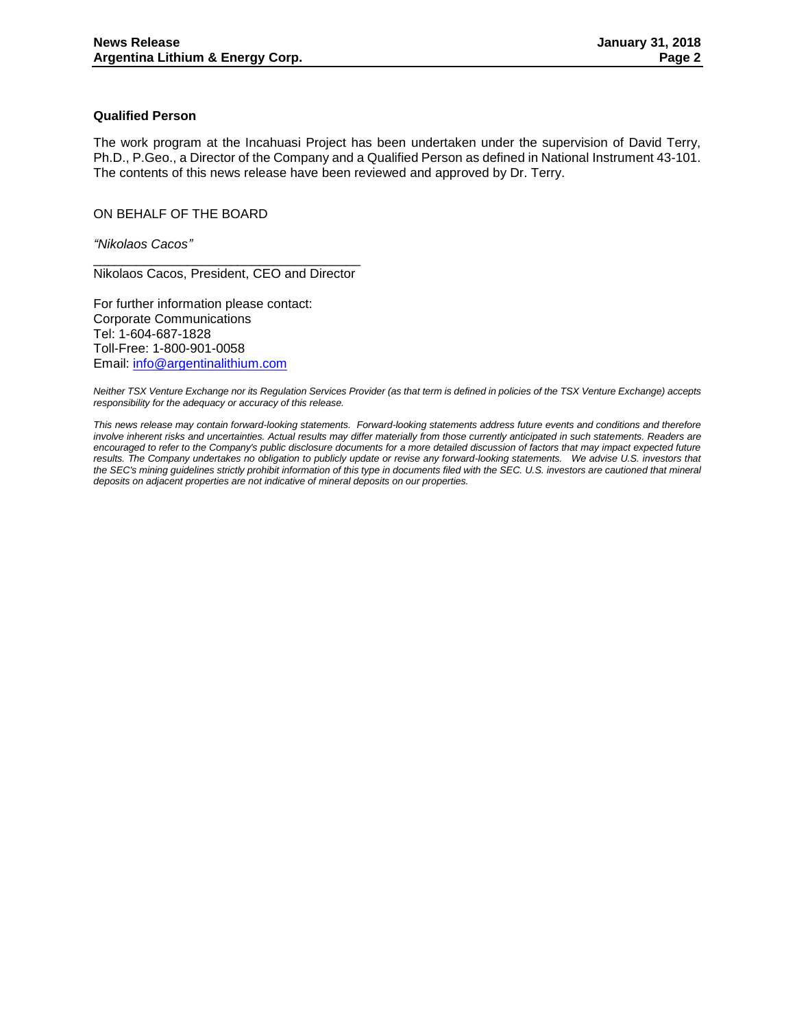**Qualified Person**

The work program at the Incahuasi Project has been undertaken under the supervision of David Terry, Ph.D., P.Geo., a Director of the Company and a Qualified Person as defined in National Instrument 43-101. The contents of this news release have been reviewed and approved by Dr. Terry.

ON BEHALF OF THE BOARD

*"Nikolaos Cacos"*

\_\_\_\_\_\_\_\_\_\_\_\_\_\_\_\_\_\_\_\_\_\_\_\_\_\_\_\_\_\_\_\_\_\_\_\_\_\_

Nikolaos Cacos, President, CEO and Director

For further information please contact:
Corporate Communications
Tel: 1-604-687-1828
Toll-Free: 1-800-901-0058
Email: info@argentinalithium.com

*Neither TSX Venture Exchange nor its Regulation Services Provider (as that term is defined in policies of the TSX Venture Exchange) accepts responsibility for the adequacy or accuracy of this release.*

*This news release may contain forward-looking statements. Forward-looking statements address future events and conditions and therefore involve inherent risks and uncertainties. Actual results may differ materially from those currently anticipated in such statements. Readers are encouraged to refer to the Company's public disclosure documents for a more detailed discussion of factors that may impact expected future results. The Company undertakes no obligation to publicly update or revise any forward-looking statements. We advise U.S. investors that the SEC's mining guidelines strictly prohibit information of this type in documents filed with the SEC. U.S. investors are cautioned that mineral deposits on adjacent properties are not indicative of mineral deposits on our properties.*